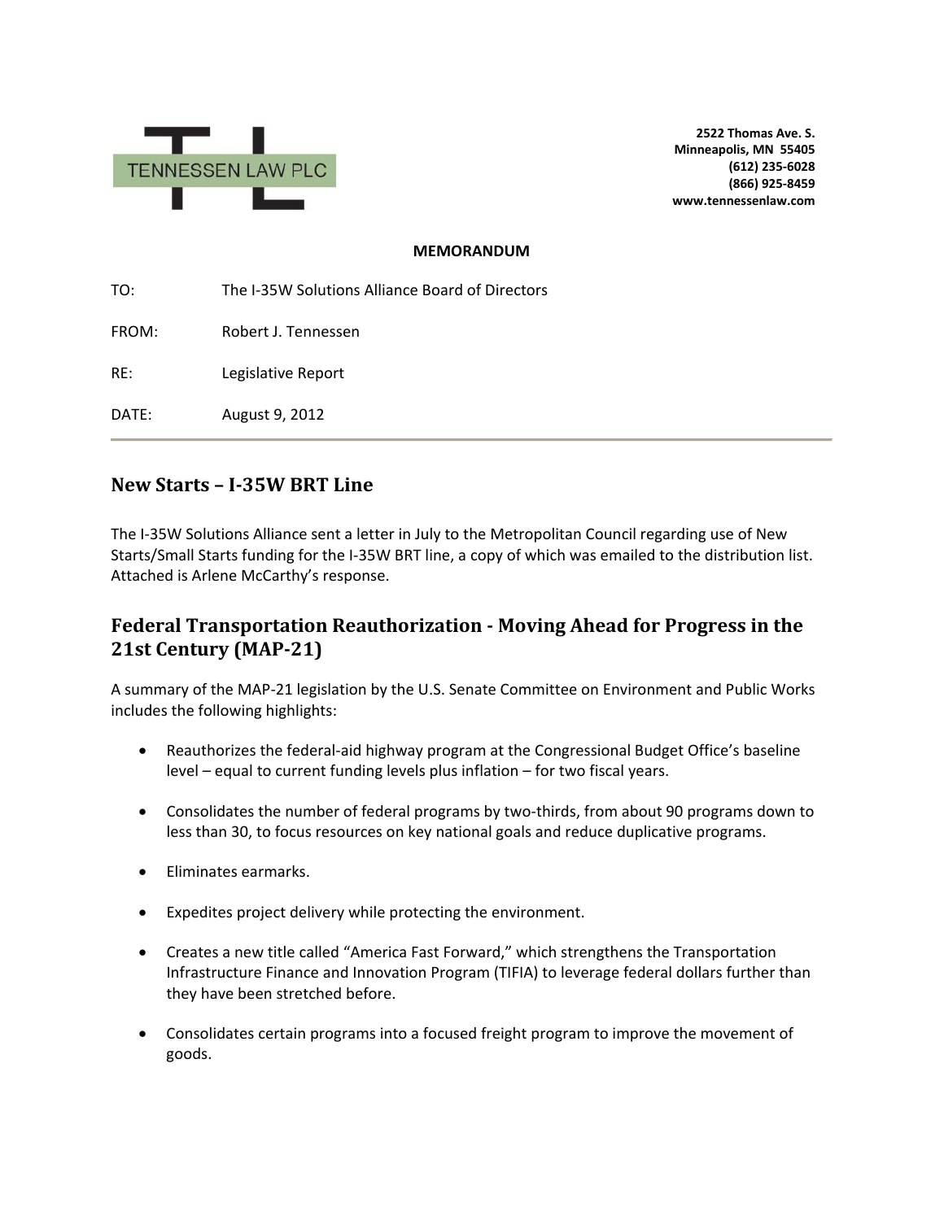TENNESSEN LAW PLC

**2522 Thomas Ave. S.**
**Minneapolis, MN 55405**
**(612) 235-6028**
**(866) 925-8459**
**www.tennessenlaw.com**

**MEMORANDUM**

TO: The I-35W Solutions Alliance Board of Directors

FROM: Robert J. Tennessen

RE: Legislative Report

DATE: August 9, 2012

## New Starts – I-35W BRT Line

The I-35W Solutions Alliance sent a letter in July to the Metropolitan Council regarding use of New Starts/Small Starts funding for the I-35W BRT line, a copy of which was emailed to the distribution list. Attached is Arlene McCarthy's response.

## Federal Transportation Reauthorization - Moving Ahead for Progress in the 21st Century (MAP-21)

A summary of the MAP-21 legislation by the U.S. Senate Committee on Environment and Public Works includes the following highlights:

- Reauthorizes the federal-aid highway program at the Congressional Budget Office's baseline level – equal to current funding levels plus inflation – for two fiscal years.
- Consolidates the number of federal programs by two-thirds, from about 90 programs down to less than 30, to focus resources on key national goals and reduce duplicative programs.
- Eliminates earmarks.
- Expedites project delivery while protecting the environment.
- Creates a new title called "America Fast Forward," which strengthens the Transportation Infrastructure Finance and Innovation Program (TIFIA) to leverage federal dollars further than they have been stretched before.
- Consolidates certain programs into a focused freight program to improve the movement of goods.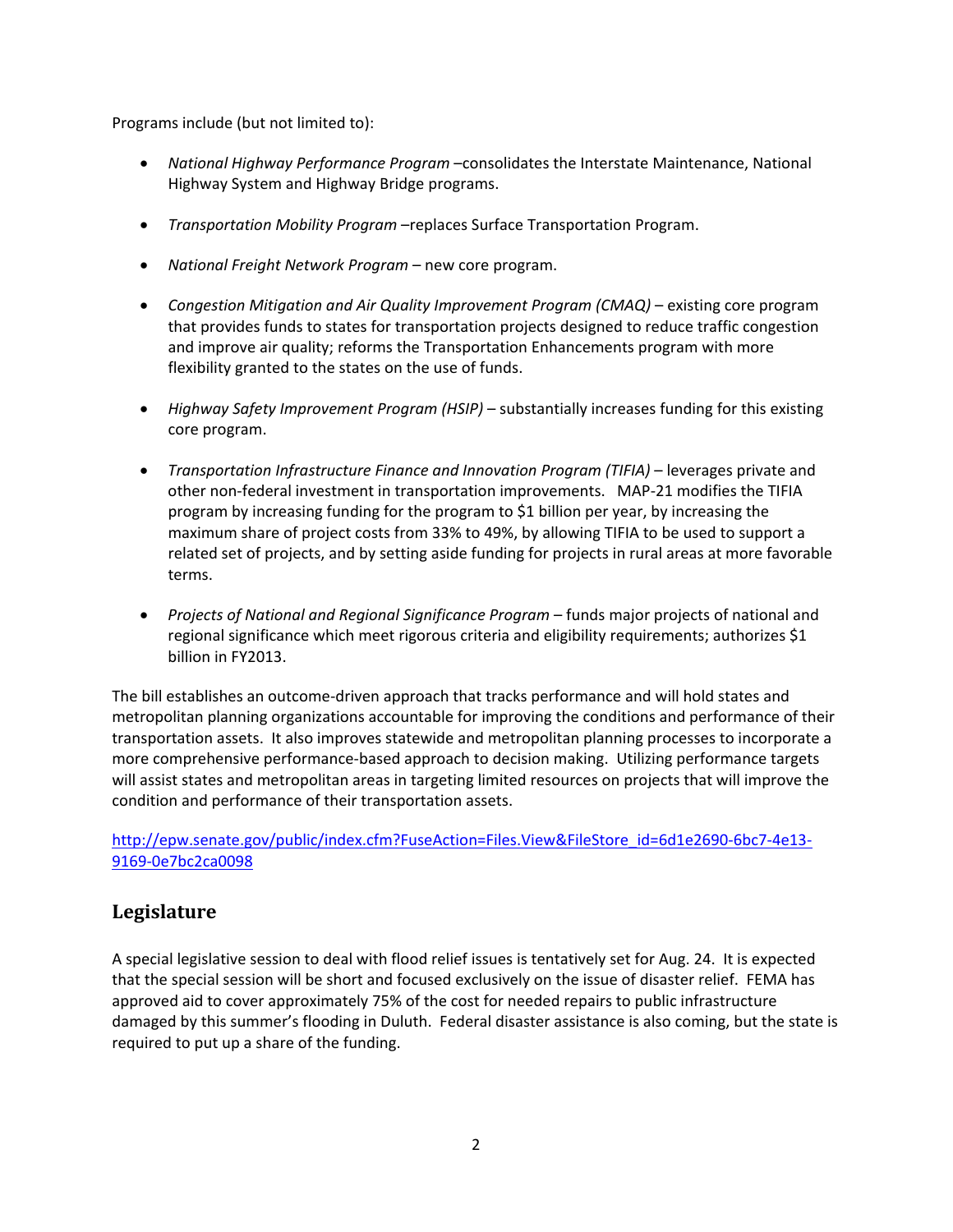Programs include (but not limited to):

- *National Highway Performance Program* –consolidates the Interstate Maintenance, National Highway System and Highway Bridge programs.

- *Transportation Mobility Program* –replaces Surface Transportation Program.

- *National Freight Network Program* – new core program.

- *Congestion Mitigation and Air Quality Improvement Program (CMAQ)* – existing core program that provides funds to states for transportation projects designed to reduce traffic congestion and improve air quality; reforms the Transportation Enhancements program with more flexibility granted to the states on the use of funds.

- *Highway Safety Improvement Program (HSIP)* – substantially increases funding for this existing core program.

- *Transportation Infrastructure Finance and Innovation Program (TIFIA)* – leverages private and other non-federal investment in transportation improvements. MAP-21 modifies the TIFIA program by increasing funding for the program to $1 billion per year, by increasing the maximum share of project costs from 33% to 49%, by allowing TIFIA to be used to support a related set of projects, and by setting aside funding for projects in rural areas at more favorable terms.

- *Projects of National and Regional Significance Program* – funds major projects of national and regional significance which meet rigorous criteria and eligibility requirements; authorizes $1 billion in FY2013.

The bill establishes an outcome-driven approach that tracks performance and will hold states and metropolitan planning organizations accountable for improving the conditions and performance of their transportation assets. It also improves statewide and metropolitan planning processes to incorporate a more comprehensive performance-based approach to decision making. Utilizing performance targets will assist states and metropolitan areas in targeting limited resources on projects that will improve the condition and performance of their transportation assets.

http://epw.senate.gov/public/index.cfm?FuseAction=Files.View&FileStore_id=6d1e2690-6bc7-4e13-9169-0e7bc2ca0098

## Legislature

A special legislative session to deal with flood relief issues is tentatively set for Aug. 24. It is expected that the special session will be short and focused exclusively on the issue of disaster relief. FEMA has approved aid to cover approximately 75% of the cost for needed repairs to public infrastructure damaged by this summer's flooding in Duluth. Federal disaster assistance is also coming, but the state is required to put up a share of the funding.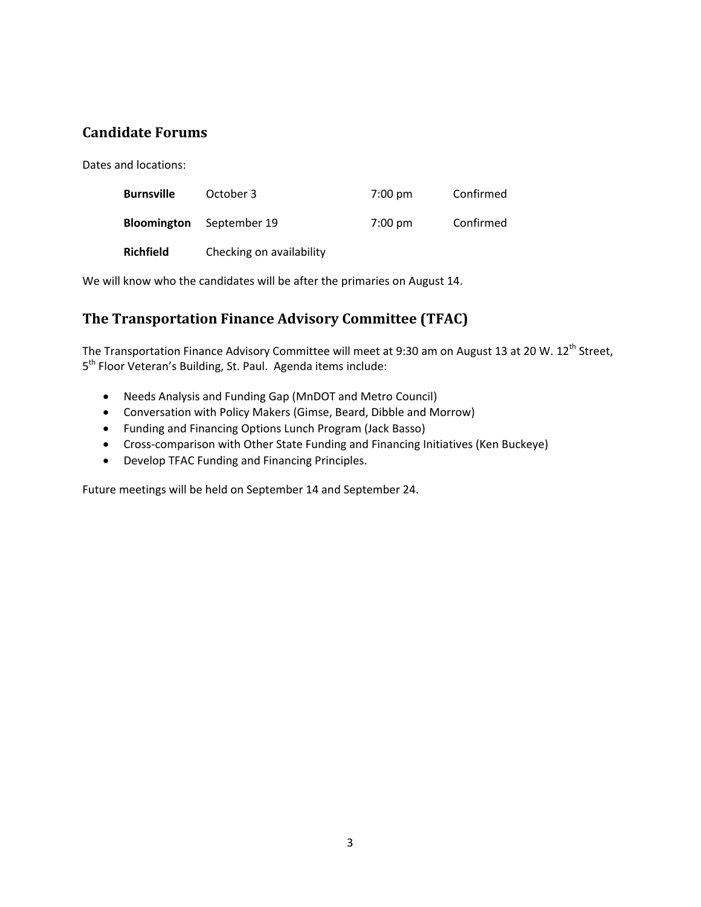## Candidate Forums

Dates and locations:

| | | | |
|---|---|---|---|
| **Burnsville** | October 3 | 7:00 pm | Confirmed |
| **Bloomington** | September 19 | 7:00 pm | Confirmed |
| **Richfield** | Checking on availability | | |

We will know who the candidates will be after the primaries on August 14.

## The Transportation Finance Advisory Committee (TFAC)

The Transportation Finance Advisory Committee will meet at 9:30 am on August 13 at 20 W. 12th Street, 5th Floor Veteran's Building, St. Paul. Agenda items include:

- Needs Analysis and Funding Gap (MnDOT and Metro Council)
- Conversation with Policy Makers (Gimse, Beard, Dibble and Morrow)
- Funding and Financing Options Lunch Program (Jack Basso)
- Cross-comparison with Other State Funding and Financing Initiatives (Ken Buckeye)
- Develop TFAC Funding and Financing Principles.

Future meetings will be held on September 14 and September 24.